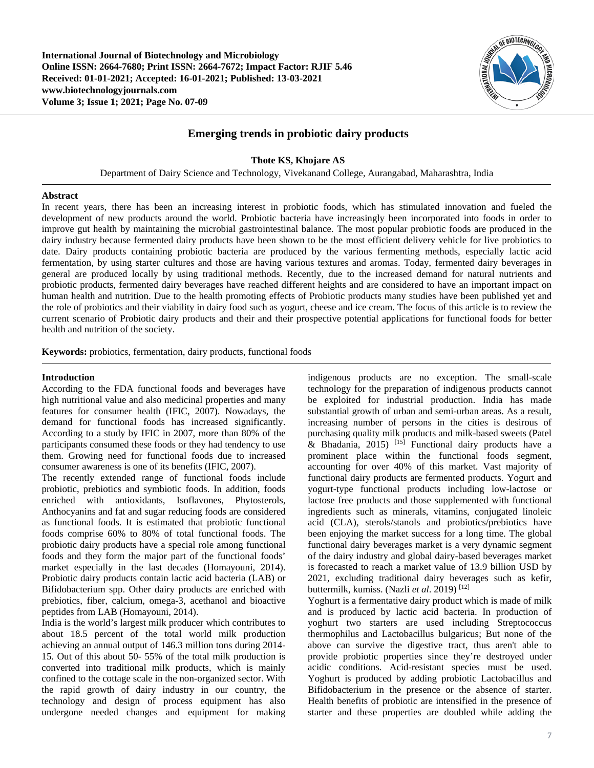# Emerging trends in probiotic dairy products

**Thote KS, Khojare AS**

Department of Dairy Science and Technology, Vivekanand College, Aurangabad, Maharashtra, India

## Abstract

In recent years, there has been an increasing interest in probiotic foods, which has stimulated innovation and fueled the development of new products around the world. Probiotic bacteria have increasingly been incorporated into foods in order to improve gut health by maintaining the microbial gastrointestinal balance. The most popular probiotic foods are produced in the dairy industry because fermented dairy products have been shown to be the most efficient delivery vehicle for live probiotics to date. Dairy products containing probiotic bacteria are produced by the various fermenting methods, especially lactic acid fermentation, by using starter cultures and those are having various textures and aromas. Today, fermented dairy beverages in general are produced locally by using traditional methods. Recently, due to the increased demand for natural nutrients and probiotic products, fermented dairy beverages have reached different heights and are considered to have an important impact on human health and nutrition. Due to the health promoting effects of Probiotic products many studies have been published yet and the role of probiotics and their viability in dairy food such as yogurt, cheese and ice cream. The focus of this article is to review the current scenario of Probiotic dairy products and their and their prospective potential applications for functional foods for better health and nutrition of the society.

**Keywords:** probiotics, fermentation, dairy products, functional foods

## Introduction

According to the FDA functional foods and beverages have high nutritional value and also medicinal properties and many features for consumer health (IFIC, 2007). Nowadays, the demand for functional foods has increased significantly. According to a study by IFIC in 2007, more than 80% of the participants consumed these foods or they had tendency to use them. Growing need for functional foods due to increased consumer awareness is one of its benefits (IFIC, 2007).

The recently extended range of functional foods include probiotic, prebiotics and symbiotic foods. In addition, foods enriched with antioxidants, Isoflavones, Phytosterols, Anthocyanins and fat and sugar reducing foods are considered as functional foods. It is estimated that probiotic functional foods comprise 60% to 80% of total functional foods. The probiotic dairy products have a special role among functional foods and they form the major part of the functional foods' market especially in the last decades (Homayouni, 2014). Probiotic dairy products contain lactic acid bacteria (LAB) or Bifidobacterium spp. Other dairy products are enriched with prebiotics, fiber, calcium, omega-3, acethanol and bioactive peptides from LAB (Homayouni, 2014).

India is the world's largest milk producer which contributes to about 18.5 percent of the total world milk production achieving an annual output of 146.3 million tons during 2014-15. Out of this about 50- 55% of the total milk production is converted into traditional milk products, which is mainly confined to the cottage scale in the non-organized sector. With the rapid growth of dairy industry in our country, the technology and design of process equipment has also undergone needed changes and equipment for making indigenous products are no exception. The small-scale technology for the preparation of indigenous products cannot be exploited for industrial production. India has made substantial growth of urban and semi-urban areas. As a result, increasing number of persons in the cities is desirous of purchasing quality milk products and milk-based sweets (Patel & Bhadania, 2015) [15] Functional dairy products have a prominent place within the functional foods segment, accounting for over 40% of this market. Vast majority of functional dairy products are fermented products. Yogurt and yogurt-type functional products including low-lactose or lactose free products and those supplemented with functional ingredients such as minerals, vitamins, conjugated linoleic acid (CLA), sterols/stanols and probiotics/prebiotics have been enjoying the market success for a long time. The global functional dairy beverages market is a very dynamic segment of the dairy industry and global dairy-based beverages market is forecasted to reach a market value of 13.9 billion USD by 2021, excluding traditional dairy beverages such as kefir, buttermilk, kumiss. (Nazli *et al*. 2019) [12]

Yoghurt is a fermentative dairy product which is made of milk and is produced by lactic acid bacteria. In production of yoghurt two starters are used including Streptococcus thermophilus and Lactobacillus bulgaricus; But none of the above can survive the digestive tract, thus aren't able to provide probiotic properties since they're destroyed under acidic conditions. Acid-resistant species must be used. Yoghurt is produced by adding probiotic Lactobacillus and Bifidobacterium in the presence or the absence of starter. Health benefits of probiotic are intensified in the presence of starter and these properties are doubled while adding the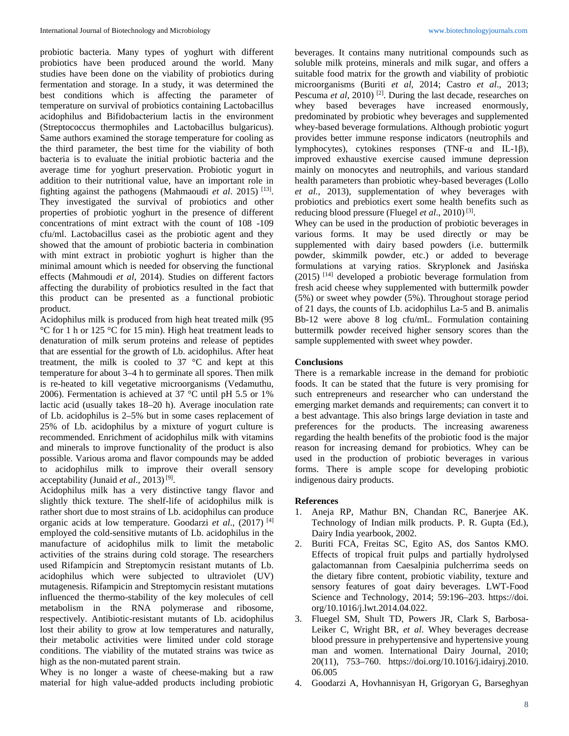probiotic bacteria. Many types of yoghurt with different probiotics have been produced around the world. Many studies have been done on the viability of probiotics during fermentation and storage. In a study, it was determined the best conditions which is affecting the parameter of temperature on survival of probiotics containing Lactobacillus acidophilus and Bifidobacterium lactis in the environment (Streptococcus thermophiles and Lactobacillus bulgaricus). Same authors examined the storage temperature for cooling as the third parameter, the best time for the viability of both bacteria is to evaluate the initial probiotic bacteria and the average time for yoghurt preservation. Probiotic yogurt in addition to their nutritional value, have an important role in fighting against the pathogens (Mahmaoudi *et al*. 2015) [13]. They investigated the survival of probiotics and other properties of probiotic yoghurt in the presence of different concentrations of mint extract with the count of 108 -109 cfu/ml. Lactobacillus casei as the probiotic agent and they showed that the amount of probiotic bacteria in combination with mint extract in probiotic yoghurt is higher than the minimal amount which is needed for observing the functional effects (Mahmoudi *et al*, 2014). Studies on different factors affecting the durability of probiotics resulted in the fact that this product can be presented as a functional probiotic product.

Acidophilus milk is produced from high heat treated milk (95 °C for 1 h or 125 °C for 15 min). High heat treatment leads to denaturation of milk serum proteins and release of peptides that are essential for the growth of Lb. acidophilus. After heat treatment, the milk is cooled to 37 °C and kept at this temperature for about 3–4 h to germinate all spores. Then milk is re-heated to kill vegetative microorganisms (Vedamuthu, 2006). Fermentation is achieved at 37 °C until pH 5.5 or 1% lactic acid (usually takes 18–20 h). Average inoculation rate of Lb. acidophilus is 2–5% but in some cases replacement of 25% of Lb. acidophilus by a mixture of yogurt culture is recommended. Enrichment of acidophilus milk with vitamins and minerals to improve functionality of the product is also possible. Various aroma and flavor compounds may be added to acidophilus milk to improve their overall sensory acceptability (Junaid *et al*., 2013) [9].

Acidophilus milk has a very distinctive tangy flavor and slightly thick texture. The shelf-life of acidophilus milk is rather short due to most strains of Lb. acidophilus can produce organic acids at low temperature. Goodarzi *et al*., (2017) [4] employed the cold-sensitive mutants of Lb. acidophilus in the manufacture of acidophilus milk to limit the metabolic activities of the strains during cold storage. The researchers used Rifampicin and Streptomycin resistant mutants of Lb. acidophilus which were subjected to ultraviolet (UV) mutagenesis. Rifampicin and Streptomycin resistant mutations influenced the thermo-stability of the key molecules of cell metabolism in the RNA polymerase and ribosome, respectively. Antibiotic-resistant mutants of Lb. acidophilus lost their ability to grow at low temperatures and naturally, their metabolic activities were limited under cold storage conditions. The viability of the mutated strains was twice as high as the non-mutated parent strain.

Whey is no longer a waste of cheese-making but a raw material for high value-added products including probiotic beverages. It contains many nutritional compounds such as soluble milk proteins, minerals and milk sugar, and offers a suitable food matrix for the growth and viability of probiotic microorganisms (Buriti *et al*, 2014; Castro *et al*., 2013; Pescuma *et al*, 2010) [2]. During the last decade, researches on whey based beverages have increased enormously, predominated by probiotic whey beverages and supplemented whey-based beverage formulations. Although probiotic yogurt provides better immune response indicators (neutrophils and lymphocytes), cytokines responses (TNF-α and IL-1β), improved exhaustive exercise caused immune depression mainly on monocytes and neutrophils, and various standard health parameters than probiotic whey-based beverages (Lollo *et al.*, 2013), supplementation of whey beverages with probiotics and prebiotics exert some health benefits such as reducing blood pressure (Fluegel *et al*., 2010) [3].

Whey can be used in the production of probiotic beverages in various forms. It may be used directly or may be supplemented with dairy based powders (i.e. buttermilk powder, skimmilk powder, etc.) or added to beverage formulations at varying ratios. Skryplonek and Jasińska (2015) [14] developed a probiotic beverage formulation from fresh acid cheese whey supplemented with buttermilk powder (5%) or sweet whey powder (5%). Throughout storage period of 21 days, the counts of Lb. acidophilus La-5 and B. animalis Bb-12 were above 8 log cfu/mL. Formulation containing buttermilk powder received higher sensory scores than the sample supplemented with sweet whey powder.

## Conclusions

There is a remarkable increase in the demand for probiotic foods. It can be stated that the future is very promising for such entrepreneurs and researcher who can understand the emerging market demands and requirements; can convert it to a best advantage. This also brings large deviation in taste and preferences for the products. The increasing awareness regarding the health benefits of the probiotic food is the major reason for increasing demand for probiotics. Whey can be used in the production of probiotic beverages in various forms. There is ample scope for developing probiotic indigenous dairy products.

## References

1. Aneja RP, Mathur BN, Chandan RC, Banerjee AK. Technology of Indian milk products. P. R. Gupta (Ed.), Dairy India yearbook, 2002.
2. Buriti FCA, Freitas SC, Egito AS, dos Santos KMO. Effects of tropical fruit pulps and partially hydrolysed galactomannan from Caesalpinia pulcherrima seeds on the dietary fibre content, probiotic viability, texture and sensory features of goat dairy beverages. LWT-Food Science and Technology, 2014; 59:196–203. https://doi.org/10.1016/j.lwt.2014.04.022.
3. Fluegel SM, Shult TD, Powers JR, Clark S, Barbosa-Leiker C, Wright BR, *et al*. Whey beverages decrease blood pressure in prehypertensive and hypertensive young man and women. International Dairy Journal, 2010; 20(11), 753–760. https://doi.org/10.1016/j.idairyj.2010.06.005
4. Goodarzi A, Hovhannisyan H, Grigoryan G, Barseghyan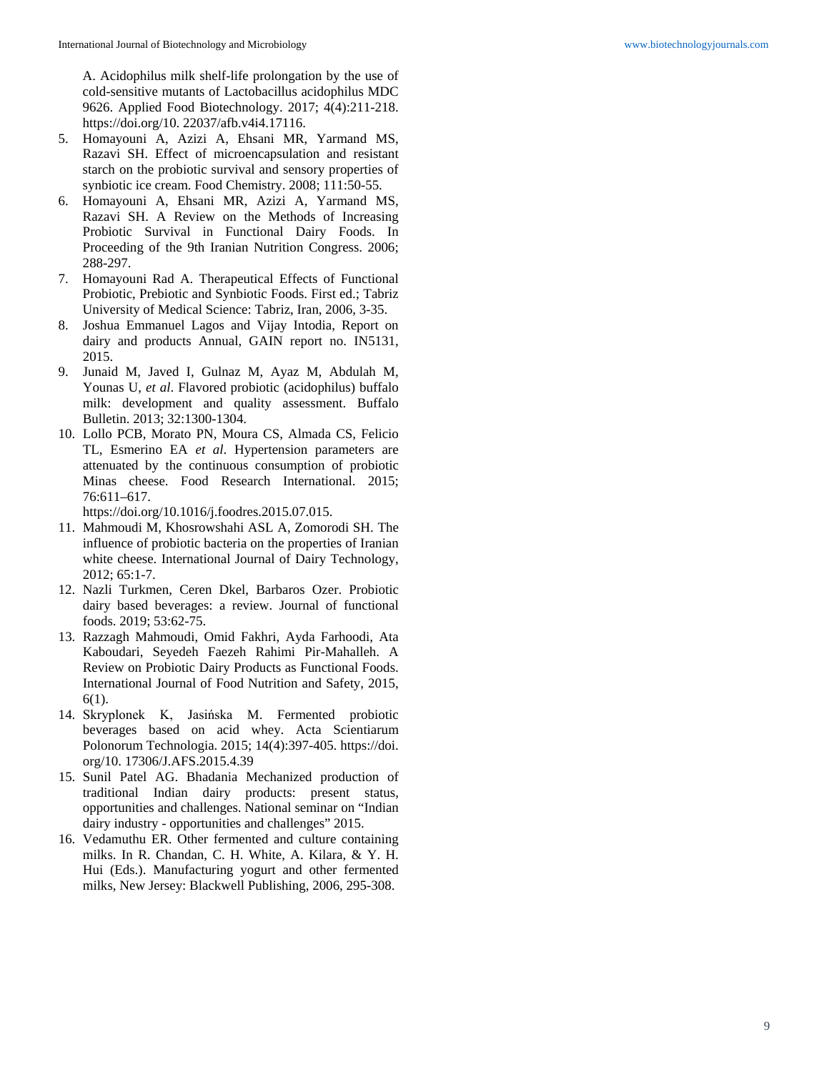A. Acidophilus milk shelf-life prolongation by the use of cold-sensitive mutants of Lactobacillus acidophilus MDC 9626. Applied Food Biotechnology. 2017; 4(4):211-218. https://doi.org/10. 22037/afb.v4i4.17116.

5. Homayouni A, Azizi A, Ehsani MR, Yarmand MS, Razavi SH. Effect of microencapsulation and resistant starch on the probiotic survival and sensory properties of synbiotic ice cream. Food Chemistry. 2008; 111:50-55.
6. Homayouni A, Ehsani MR, Azizi A, Yarmand MS, Razavi SH. A Review on the Methods of Increasing Probiotic Survival in Functional Dairy Foods. In Proceeding of the 9th Iranian Nutrition Congress. 2006; 288-297.
7. Homayouni Rad A. Therapeutical Effects of Functional Probiotic, Prebiotic and Synbiotic Foods. First ed.; Tabriz University of Medical Science: Tabriz, Iran, 2006, 3-35.
8. Joshua Emmanuel Lagos and Vijay Intodia, Report on dairy and products Annual, GAIN report no. IN5131, 2015.
9. Junaid M, Javed I, Gulnaz M, Ayaz M, Abdulah M, Younas U, *et al*. Flavored probiotic (acidophilus) buffalo milk: development and quality assessment. Buffalo Bulletin. 2013; 32:1300-1304.
10. Lollo PCB, Morato PN, Moura CS, Almada CS, Felicio TL, Esmerino EA *et al*. Hypertension parameters are attenuated by the continuous consumption of probiotic Minas cheese. Food Research International. 2015; 76:611–617. https://doi.org/10.1016/j.foodres.2015.07.015.
11. Mahmoudi M, Khosrowshahi ASL A, Zomorodi SH. The influence of probiotic bacteria on the properties of Iranian white cheese. International Journal of Dairy Technology, 2012; 65:1-7.
12. Nazli Turkmen, Ceren Dkel, Barbaros Ozer. Probiotic dairy based beverages: a review. Journal of functional foods. 2019; 53:62-75.
13. Razzagh Mahmoudi, Omid Fakhri, Ayda Farhoodi, Ata Kaboudari, Seyedeh Faezeh Rahimi Pir-Mahalleh. A Review on Probiotic Dairy Products as Functional Foods. International Journal of Food Nutrition and Safety, 2015, 6(1).
14. Skryplonek K, Jasińska M. Fermented probiotic beverages based on acid whey. Acta Scientiarum Polonorum Technologia. 2015; 14(4):397-405. https://doi. org/10. 17306/J.AFS.2015.4.39
15. Sunil Patel AG. Bhadania Mechanized production of traditional Indian dairy products: present status, opportunities and challenges. National seminar on "Indian dairy industry - opportunities and challenges" 2015.
16. Vedamuthu ER. Other fermented and culture containing milks. In R. Chandan, C. H. White, A. Kilara, & Y. H. Hui (Eds.). Manufacturing yogurt and other fermented milks, New Jersey: Blackwell Publishing, 2006, 295-308.